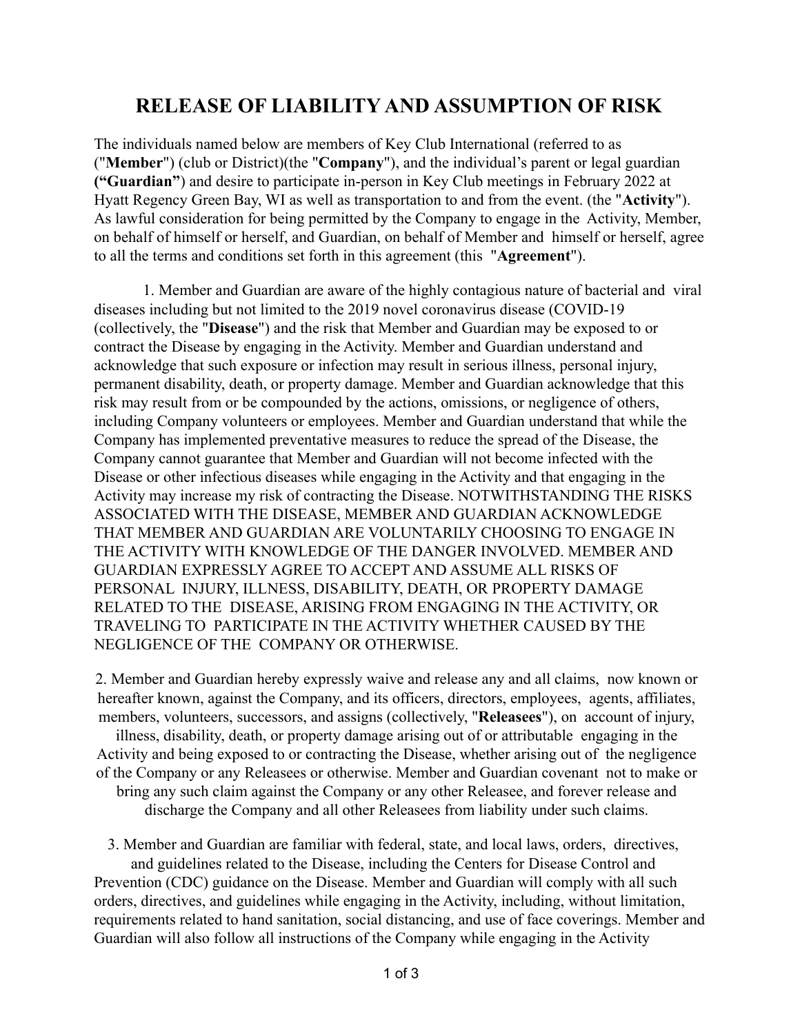# RELEASE OF LIABILITY AND ASSUMPTION OF RISK

The individuals named below are members of Key Club International (referred to as ("**Member**") (club or District)(the "**Company**"), and the individual's parent or legal guardian **("Guardian")** and desire to participate in-person in Key Club meetings in February 2022 at Hyatt Regency Green Bay, WI as well as transportation to and from the event. (the "**Activity**"). As lawful consideration for being permitted by the Company to engage in the Activity, Member, on behalf of himself or herself, and Guardian, on behalf of Member and himself or herself, agree to all the terms and conditions set forth in this agreement (this "**Agreement**").

1. Member and Guardian are aware of the highly contagious nature of bacterial and viral diseases including but not limited to the 2019 novel coronavirus disease (COVID-19 (collectively, the "**Disease**") and the risk that Member and Guardian may be exposed to or contract the Disease by engaging in the Activity. Member and Guardian understand and acknowledge that such exposure or infection may result in serious illness, personal injury, permanent disability, death, or property damage. Member and Guardian acknowledge that this risk may result from or be compounded by the actions, omissions, or negligence of others, including Company volunteers or employees. Member and Guardian understand that while the Company has implemented preventative measures to reduce the spread of the Disease, the Company cannot guarantee that Member and Guardian will not become infected with the Disease or other infectious diseases while engaging in the Activity and that engaging in the Activity may increase my risk of contracting the Disease. NOTWITHSTANDING THE RISKS ASSOCIATED WITH THE DISEASE, MEMBER AND GUARDIAN ACKNOWLEDGE THAT MEMBER AND GUARDIAN ARE VOLUNTARILY CHOOSING TO ENGAGE IN THE ACTIVITY WITH KNOWLEDGE OF THE DANGER INVOLVED. MEMBER AND GUARDIAN EXPRESSLY AGREE TO ACCEPT AND ASSUME ALL RISKS OF PERSONAL INJURY, ILLNESS, DISABILITY, DEATH, OR PROPERTY DAMAGE RELATED TO THE DISEASE, ARISING FROM ENGAGING IN THE ACTIVITY, OR TRAVELING TO PARTICIPATE IN THE ACTIVITY WHETHER CAUSED BY THE NEGLIGENCE OF THE COMPANY OR OTHERWISE.

2. Member and Guardian hereby expressly waive and release any and all claims, now known or hereafter known, against the Company, and its officers, directors, employees, agents, affiliates, members, volunteers, successors, and assigns (collectively, "**Releasees**"), on account of injury, illness, disability, death, or property damage arising out of or attributable engaging in the Activity and being exposed to or contracting the Disease, whether arising out of the negligence of the Company or any Releasees or otherwise. Member and Guardian covenant not to make or bring any such claim against the Company or any other Releasee, and forever release and discharge the Company and all other Releasees from liability under such claims.

3. Member and Guardian are familiar with federal, state, and local laws, orders, directives, and guidelines related to the Disease, including the Centers for Disease Control and Prevention (CDC) guidance on the Disease. Member and Guardian will comply with all such orders, directives, and guidelines while engaging in the Activity, including, without limitation, requirements related to hand sanitation, social distancing, and use of face coverings. Member and Guardian will also follow all instructions of the Company while engaging in the Activity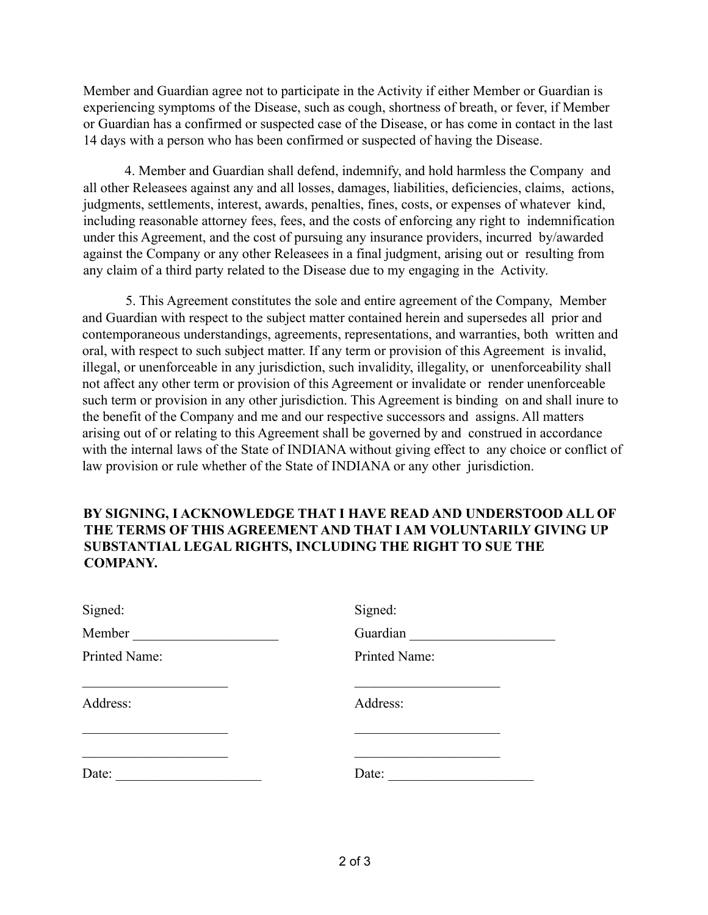Member and Guardian agree not to participate in the Activity if either Member or Guardian is experiencing symptoms of the Disease, such as cough, shortness of breath, or fever, if Member or Guardian has a confirmed or suspected case of the Disease, or has come in contact in the last 14 days with a person who has been confirmed or suspected of having the Disease.

4. Member and Guardian shall defend, indemnify, and hold harmless the Company and all other Releasees against any and all losses, damages, liabilities, deficiencies, claims, actions, judgments, settlements, interest, awards, penalties, fines, costs, or expenses of whatever kind, including reasonable attorney fees, fees, and the costs of enforcing any right to indemnification under this Agreement, and the cost of pursuing any insurance providers, incurred by/awarded against the Company or any other Releasees in a final judgment, arising out or resulting from any claim of a third party related to the Disease due to my engaging in the Activity.

5. This Agreement constitutes the sole and entire agreement of the Company, Member and Guardian with respect to the subject matter contained herein and supersedes all prior and contemporaneous understandings, agreements, representations, and warranties, both written and oral, with respect to such subject matter. If any term or provision of this Agreement is invalid, illegal, or unenforceable in any jurisdiction, such invalidity, illegality, or unenforceability shall not affect any other term or provision of this Agreement or invalidate or render unenforceable such term or provision in any other jurisdiction. This Agreement is binding on and shall inure to the benefit of the Company and me and our respective successors and assigns. All matters arising out of or relating to this Agreement shall be governed by and construed in accordance with the internal laws of the State of INDIANA without giving effect to any choice or conflict of law provision or rule whether of the State of INDIANA or any other jurisdiction.

**BY SIGNING, I ACKNOWLEDGE THAT I HAVE READ AND UNDERSTOOD ALL OF THE TERMS OF THIS AGREEMENT AND THAT I AM VOLUNTARILY GIVING UP SUBSTANTIAL LEGAL RIGHTS, INCLUDING THE RIGHT TO SUE THE COMPANY.**

Signed:

Member ______________________

Printed Name:

______________________

Address:

______________________

______________________

Date: ______________________

Signed:

Guardian ______________________

Printed Name:

______________________

Address:

______________________

______________________

Date: ______________________